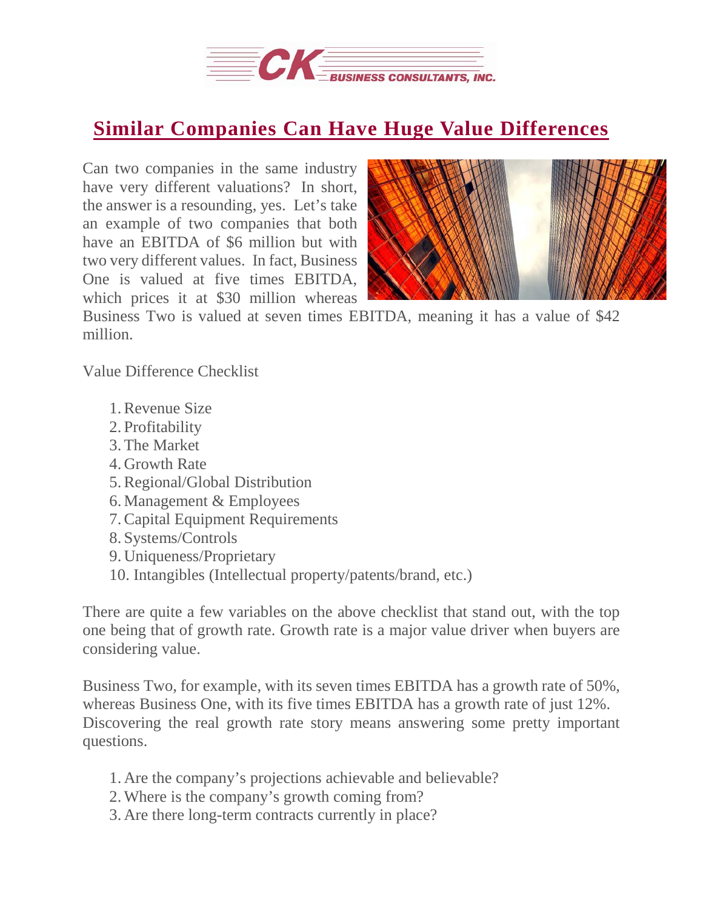# Similar Companies Can Have Huge Value Differences

Can two companies in the same industry have very different valuations? In short, the answer is a resounding, yes. Let's take an example of two companies that both have an EBITDA of $6 million but with two very different values. In fact, Business One is valued at five times EBITDA, which prices it at $30 million whereas Business Two is valued at seven times EBITDA, meaning it has a value of $42 million.

Value Difference Checklist

1. Revenue Size
2. Profitability
3. The Market
4. Growth Rate
5. Regional/Global Distribution
6. Management & Employees
7. Capital Equipment Requirements
8. Systems/Controls
9. Uniqueness/Proprietary
10. Intangibles (Intellectual property/patents/brand, etc.)

There are quite a few variables on the above checklist that stand out, with the top one being that of growth rate. Growth rate is a major value driver when buyers are considering value.

Business Two, for example, with its seven times EBITDA has a growth rate of 50%, whereas Business One, with its five times EBITDA has a growth rate of just 12%. Discovering the real growth rate story means answering some pretty important questions.

1. Are the company's projections achievable and believable?
2. Where is the company's growth coming from?
3. Are there long-term contracts currently in place?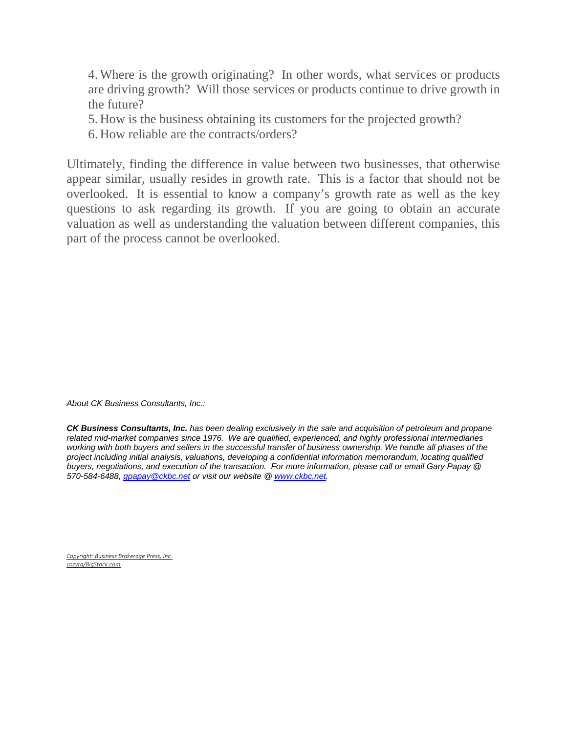4. Where is the growth originating? In other words, what services or products are driving growth? Will those services or products continue to drive growth in the future?
5. How is the business obtaining its customers for the projected growth?
6. How reliable are the contracts/orders?

Ultimately, finding the difference in value between two businesses, that otherwise appear similar, usually resides in growth rate. This is a factor that should not be overlooked. It is essential to know a company's growth rate as well as the key questions to ask regarding its growth. If you are going to obtain an accurate valuation as well as understanding the valuation between different companies, this part of the process cannot be overlooked.

*About CK Business Consultants, Inc.:*

***CK Business Consultants, Inc.** has been dealing exclusively in the sale and acquisition of petroleum and propane related mid-market companies since 1976. We are qualified, experienced, and highly professional intermediaries working with both buyers and sellers in the successful transfer of business ownership. We handle all phases of the project including initial analysis, valuations, developing a confidential information memorandum, locating qualified buyers, negotiations, and execution of the transaction. For more information, please call or email Gary Papay @ 570-584-6488, [gpapay@ckbc.net](mailto:gpapay@ckbc.net) or visit our website @ [www.ckbc.net](http://www.ckbc.net).*

*Copyright: Business Brokerage Press, Inc.*
*cozyta/BigStock.com*